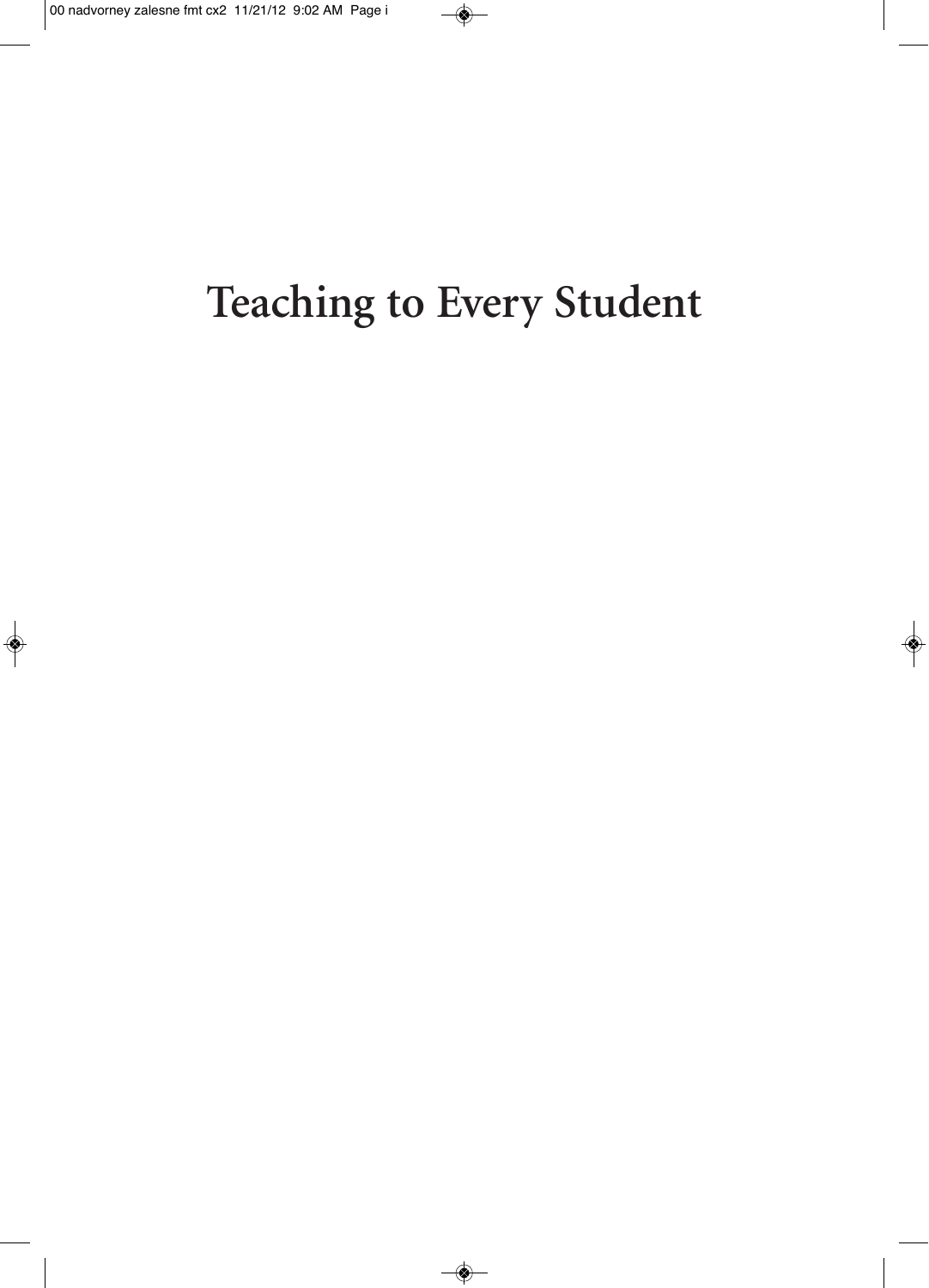# Teaching to Every Student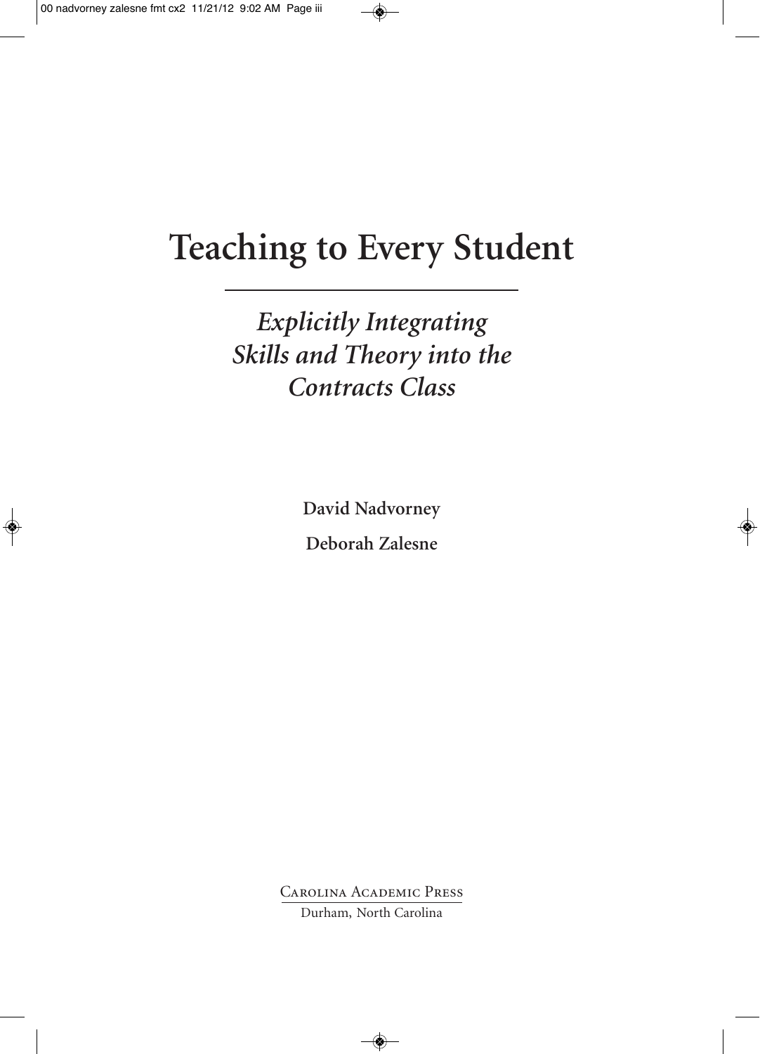# Teaching to Every Student

## *Explicitly Integrating Skills and Theory into the Contracts Class*

**David Nadvorney**

**Deborah Zalesne**

Carolina Academic Press

Durham, North Carolina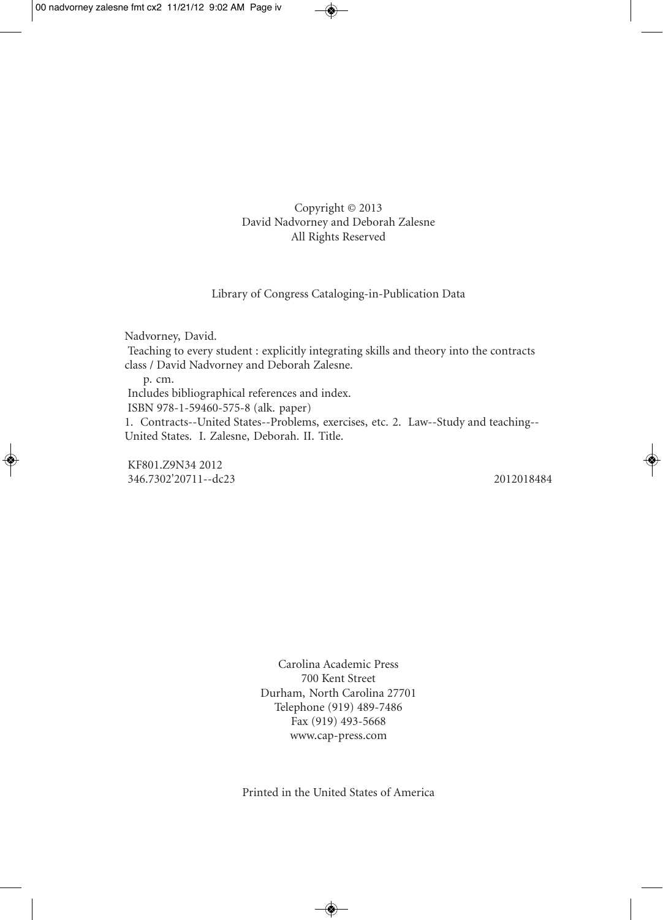Copyright © 2013
David Nadvorney and Deborah Zalesne
All Rights Reserved

Library of Congress Cataloging-in-Publication Data

Nadvorney, David.
Teaching to every student : explicitly integrating skills and theory into the contracts class / David Nadvorney and Deborah Zalesne.
p. cm.
Includes bibliographical references and index.
ISBN 978-1-59460-575-8 (alk. paper)
1. Contracts--United States--Problems, exercises, etc. 2. Law--Study and teaching--United States. I. Zalesne, Deborah. II. Title.

KF801.Z9N34 2012
346.7302'20711--dc23 2012018484

Carolina Academic Press
700 Kent Street
Durham, North Carolina 27701
Telephone (919) 489-7486
Fax (919) 493-5668
www.cap-press.com

Printed in the United States of America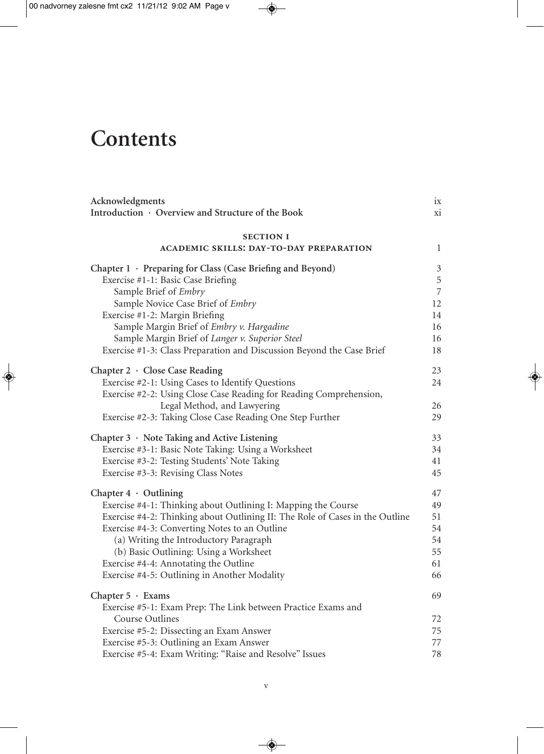# Contents

| | |
|---|---|
| Acknowledgments | ix |
| Introduction · Overview and Structure of the Book | xi |
| **SECTION I** | |
| **ACADEMIC SKILLS: DAY-TO-DAY PREPARATION** | 1 |
| **Chapter 1 · Preparing for Class (Case Briefing and Beyond)** | 3 |
| Exercise #1-1: Basic Case Briefing | 5 |
| Sample Brief of *Embry* | 7 |
| Sample Novice Case Brief of *Embry* | 12 |
| Exercise #1-2: Margin Briefing | 14 |
| Sample Margin Brief of *Embry v. Hargadine* | 16 |
| Sample Margin Brief of *Langer v. Superior Steel* | 16 |
| Exercise #1-3: Class Preparation and Discussion Beyond the Case Brief | 18 |
| **Chapter 2 · Close Case Reading** | 23 |
| Exercise #2-1: Using Cases to Identify Questions | 24 |
| Exercise #2-2: Using Close Case Reading for Reading Comprehension, Legal Method, and Lawyering | 26 |
| Exercise #2-3: Taking Close Case Reading One Step Further | 29 |
| **Chapter 3 · Note Taking and Active Listening** | 33 |
| Exercise #3-1: Basic Note Taking: Using a Worksheet | 34 |
| Exercise #3-2: Testing Students' Note Taking | 41 |
| Exercise #3-3: Revising Class Notes | 45 |
| **Chapter 4 · Outlining** | 47 |
| Exercise #4-1: Thinking about Outlining I: Mapping the Course | 49 |
| Exercise #4-2: Thinking about Outlining II: The Role of Cases in the Outline | 51 |
| Exercise #4-3: Converting Notes to an Outline | 54 |
| (a) Writing the Introductory Paragraph | 54 |
| (b) Basic Outlining: Using a Worksheet | 55 |
| Exercise #4-4: Annotating the Outline | 61 |
| Exercise #4-5: Outlining in Another Modality | 66 |
| **Chapter 5 · Exams** | 69 |
| Exercise #5-1: Exam Prep: The Link between Practice Exams and Course Outlines | 72 |
| Exercise #5-2: Dissecting an Exam Answer | 75 |
| Exercise #5-3: Outlining an Exam Answer | 77 |
| Exercise #5-4: Exam Writing: "Raise and Resolve" Issues | 78 |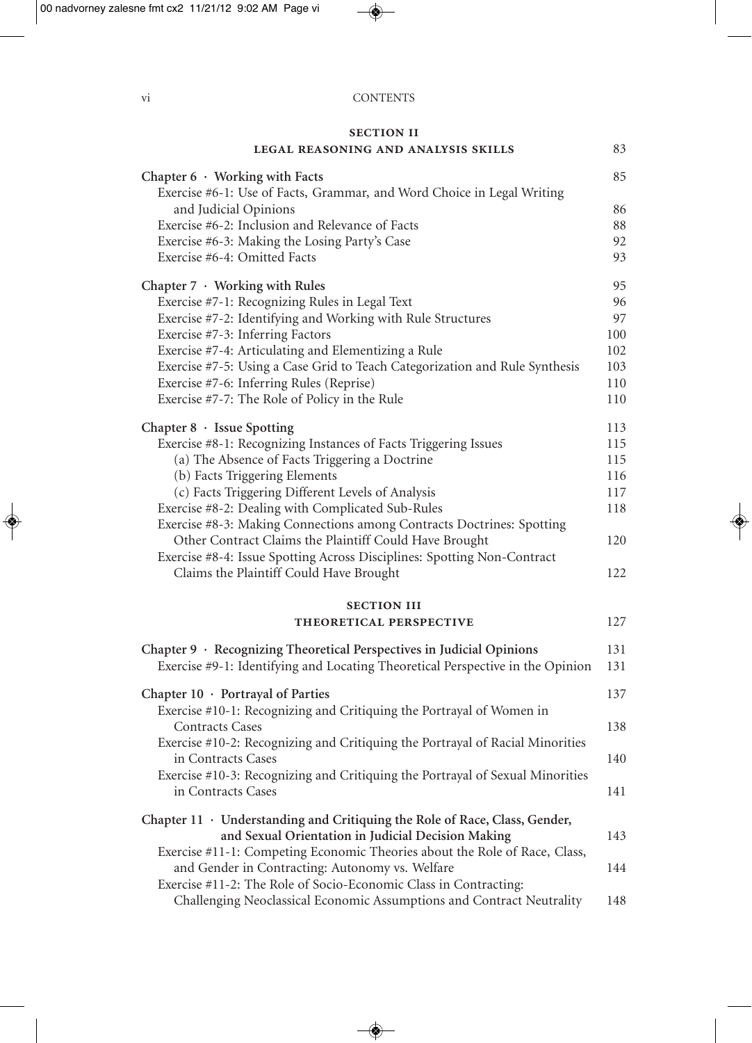## SECTION II
## LEGAL REASONING AND ANALYSIS SKILLS 83

**Chapter 6 · Working with Facts** 85

Exercise #6-1: Use of Facts, Grammar, and Word Choice in Legal Writing and Judicial Opinions 86

Exercise #6-2: Inclusion and Relevance of Facts 88

Exercise #6-3: Making the Losing Party's Case 92

Exercise #6-4: Omitted Facts 93

**Chapter 7 · Working with Rules** 95

Exercise #7-1: Recognizing Rules in Legal Text 96

Exercise #7-2: Identifying and Working with Rule Structures 97

Exercise #7-3: Inferring Factors 100

Exercise #7-4: Articulating and Elementizing a Rule 102

Exercise #7-5: Using a Case Grid to Teach Categorization and Rule Synthesis 103

Exercise #7-6: Inferring Rules (Reprise) 110

Exercise #7-7: The Role of Policy in the Rule 110

**Chapter 8 · Issue Spotting** 113

Exercise #8-1: Recognizing Instances of Facts Triggering Issues 115

(a) The Absence of Facts Triggering a Doctrine 115

(b) Facts Triggering Elements 116

(c) Facts Triggering Different Levels of Analysis 117

Exercise #8-2: Dealing with Complicated Sub-Rules 118

Exercise #8-3: Making Connections among Contracts Doctrines: Spotting Other Contract Claims the Plaintiff Could Have Brought 120

Exercise #8-4: Issue Spotting Across Disciplines: Spotting Non-Contract Claims the Plaintiff Could Have Brought 122

## SECTION III
## THEORETICAL PERSPECTIVE 127

**Chapter 9 · Recognizing Theoretical Perspectives in Judicial Opinions** 131

Exercise #9-1: Identifying and Locating Theoretical Perspective in the Opinion 131

**Chapter 10 · Portrayal of Parties** 137

Exercise #10-1: Recognizing and Critiquing the Portrayal of Women in Contracts Cases 138

Exercise #10-2: Recognizing and Critiquing the Portrayal of Racial Minorities in Contracts Cases 140

Exercise #10-3: Recognizing and Critiquing the Portrayal of Sexual Minorities in Contracts Cases 141

**Chapter 11 · Understanding and Critiquing the Role of Race, Class, Gender, and Sexual Orientation in Judicial Decision Making** 143

Exercise #11-1: Competing Economic Theories about the Role of Race, Class, and Gender in Contracting: Autonomy vs. Welfare 144

Exercise #11-2: The Role of Socio-Economic Class in Contracting: Challenging Neoclassical Economic Assumptions and Contract Neutrality 148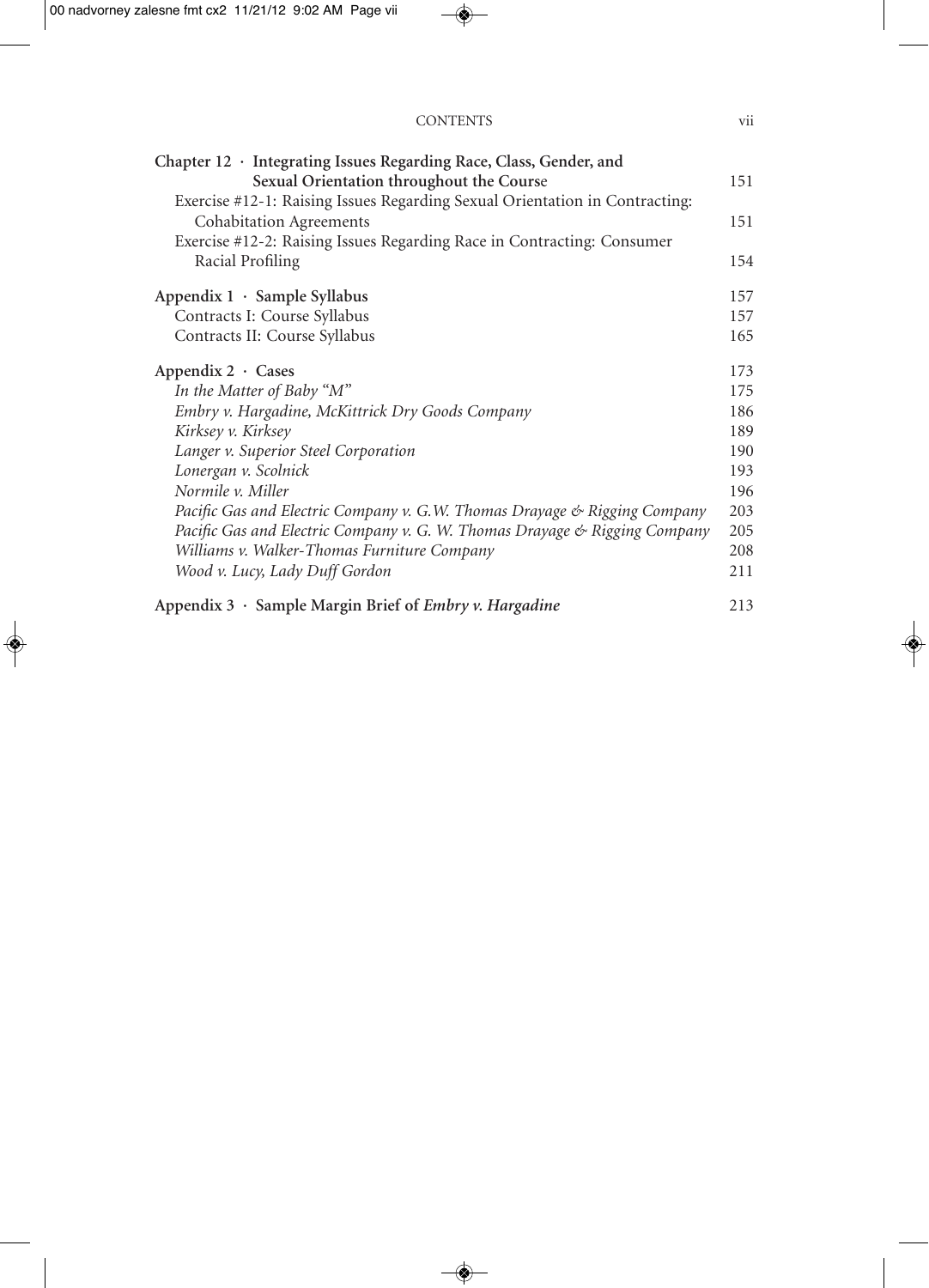**Chapter 12 · Integrating Issues Regarding Race, Class, Gender, and Sexual Orientation throughout the Course** 151

Exercise #12-1: Raising Issues Regarding Sexual Orientation in Contracting: Cohabitation Agreements 151

Exercise #12-2: Raising Issues Regarding Race in Contracting: Consumer Racial Profiling 154

**Appendix 1 · Sample Syllabus** 157

Contracts I: Course Syllabus 157

Contracts II: Course Syllabus 165

**Appendix 2 · Cases** 173

*In the Matter of Baby "M"* 175

*Embry v. Hargadine, McKittrick Dry Goods Company* 186

*Kirksey v. Kirksey* 189

*Langer v. Superior Steel Corporation* 190

*Lonergan v. Scolnick* 193

*Normile v. Miller* 196

*Pacific Gas and Electric Company v. G.W. Thomas Drayage & Rigging Company* 203

*Pacific Gas and Electric Company v. G. W. Thomas Drayage & Rigging Company* 205

*Williams v. Walker-Thomas Furniture Company* 208

*Wood v. Lucy, Lady Duff Gordon* 211

**Appendix 3 · Sample Margin Brief of *Embry v. Hargadine*** 213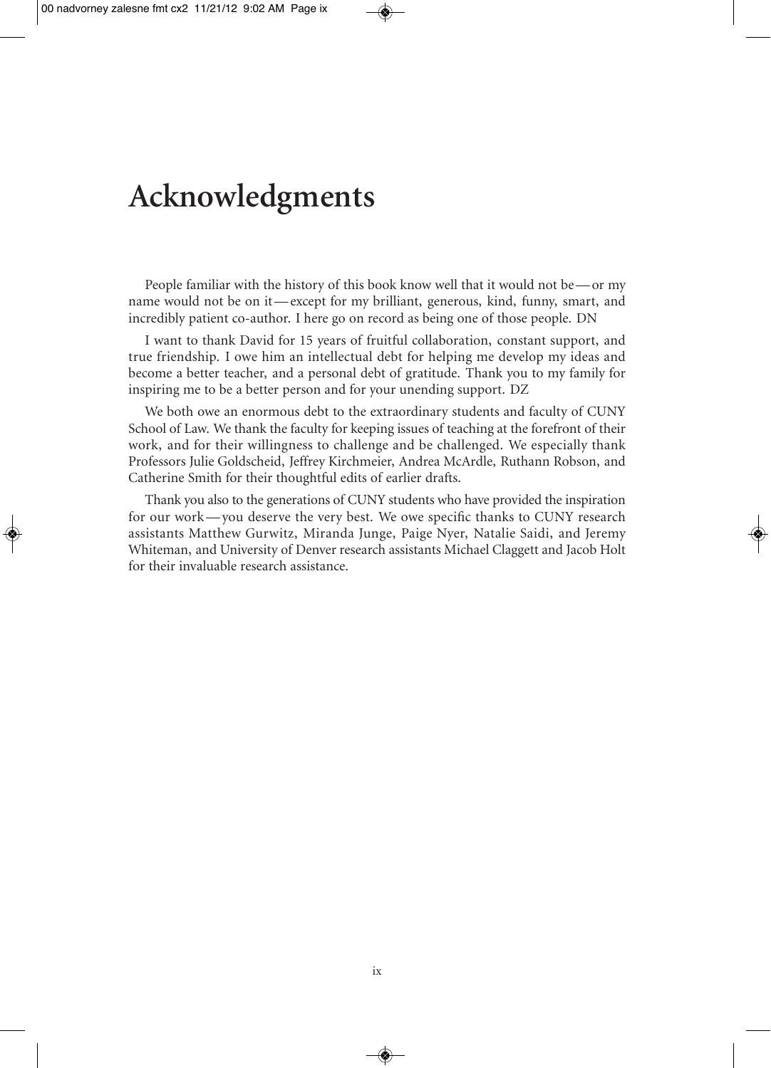# Acknowledgments

People familiar with the history of this book know well that it would not be — or my name would not be on it — except for my brilliant, generous, kind, funny, smart, and incredibly patient co-author. I here go on record as being one of those people. DN

I want to thank David for 15 years of fruitful collaboration, constant support, and true friendship. I owe him an intellectual debt for helping me develop my ideas and become a better teacher, and a personal debt of gratitude. Thank you to my family for inspiring me to be a better person and for your unending support. DZ

We both owe an enormous debt to the extraordinary students and faculty of CUNY School of Law. We thank the faculty for keeping issues of teaching at the forefront of their work, and for their willingness to challenge and be challenged. We especially thank Professors Julie Goldscheid, Jeffrey Kirchmeier, Andrea McArdle, Ruthann Robson, and Catherine Smith for their thoughtful edits of earlier drafts.

Thank you also to the generations of CUNY students who have provided the inspiration for our work — you deserve the very best. We owe specific thanks to CUNY research assistants Matthew Gurwitz, Miranda Junge, Paige Nyer, Natalie Saidi, and Jeremy Whiteman, and University of Denver research assistants Michael Claggett and Jacob Holt for their invaluable research assistance.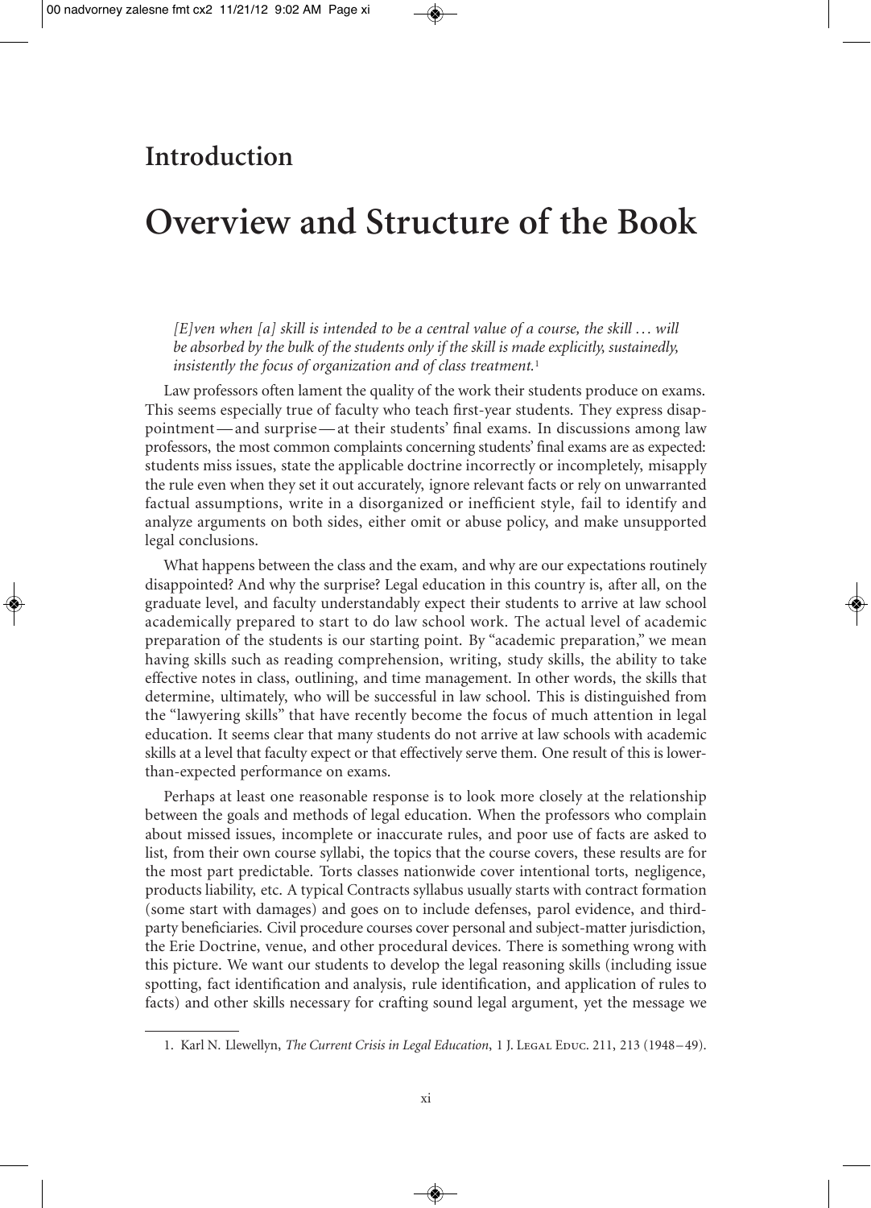# Introduction

# Overview and Structure of the Book

> *[E]ven when [a] skill is intended to be a central value of a course, the skill … will be absorbed by the bulk of the students only if the skill is made explicitly, sustainedly, insistently the focus of organization and of class treatment.*[1]

Law professors often lament the quality of the work their students produce on exams. This seems especially true of faculty who teach first-year students. They express disappointment—and surprise—at their students' final exams. In discussions among law professors, the most common complaints concerning students' final exams are as expected: students miss issues, state the applicable doctrine incorrectly or incompletely, misapply the rule even when they set it out accurately, ignore relevant facts or rely on unwarranted factual assumptions, write in a disorganized or inefficient style, fail to identify and analyze arguments on both sides, either omit or abuse policy, and make unsupported legal conclusions.

What happens between the class and the exam, and why are our expectations routinely disappointed? And why the surprise? Legal education in this country is, after all, on the graduate level, and faculty understandably expect their students to arrive at law school academically prepared to start to do law school work. The actual level of academic preparation of the students is our starting point. By "academic preparation," we mean having skills such as reading comprehension, writing, study skills, the ability to take effective notes in class, outlining, and time management. In other words, the skills that determine, ultimately, who will be successful in law school. This is distinguished from the "lawyering skills" that have recently become the focus of much attention in legal education. It seems clear that many students do not arrive at law schools with academic skills at a level that faculty expect or that effectively serve them. One result of this is lower-than-expected performance on exams.

Perhaps at least one reasonable response is to look more closely at the relationship between the goals and methods of legal education. When the professors who complain about missed issues, incomplete or inaccurate rules, and poor use of facts are asked to list, from their own course syllabi, the topics that the course covers, these results are for the most part predictable. Torts classes nationwide cover intentional torts, negligence, products liability, etc. A typical Contracts syllabus usually starts with contract formation (some start with damages) and goes on to include defenses, parol evidence, and third-party beneficiaries. Civil procedure courses cover personal and subject-matter jurisdiction, the Erie Doctrine, venue, and other procedural devices. There is something wrong with this picture. We want our students to develop the legal reasoning skills (including issue spotting, fact identification and analysis, rule identification, and application of rules to facts) and other skills necessary for crafting sound legal argument, yet the message we

---

1. Karl N. Llewellyn, *The Current Crisis in Legal Education*, 1 J. Legal Educ. 211, 213 (1948–49).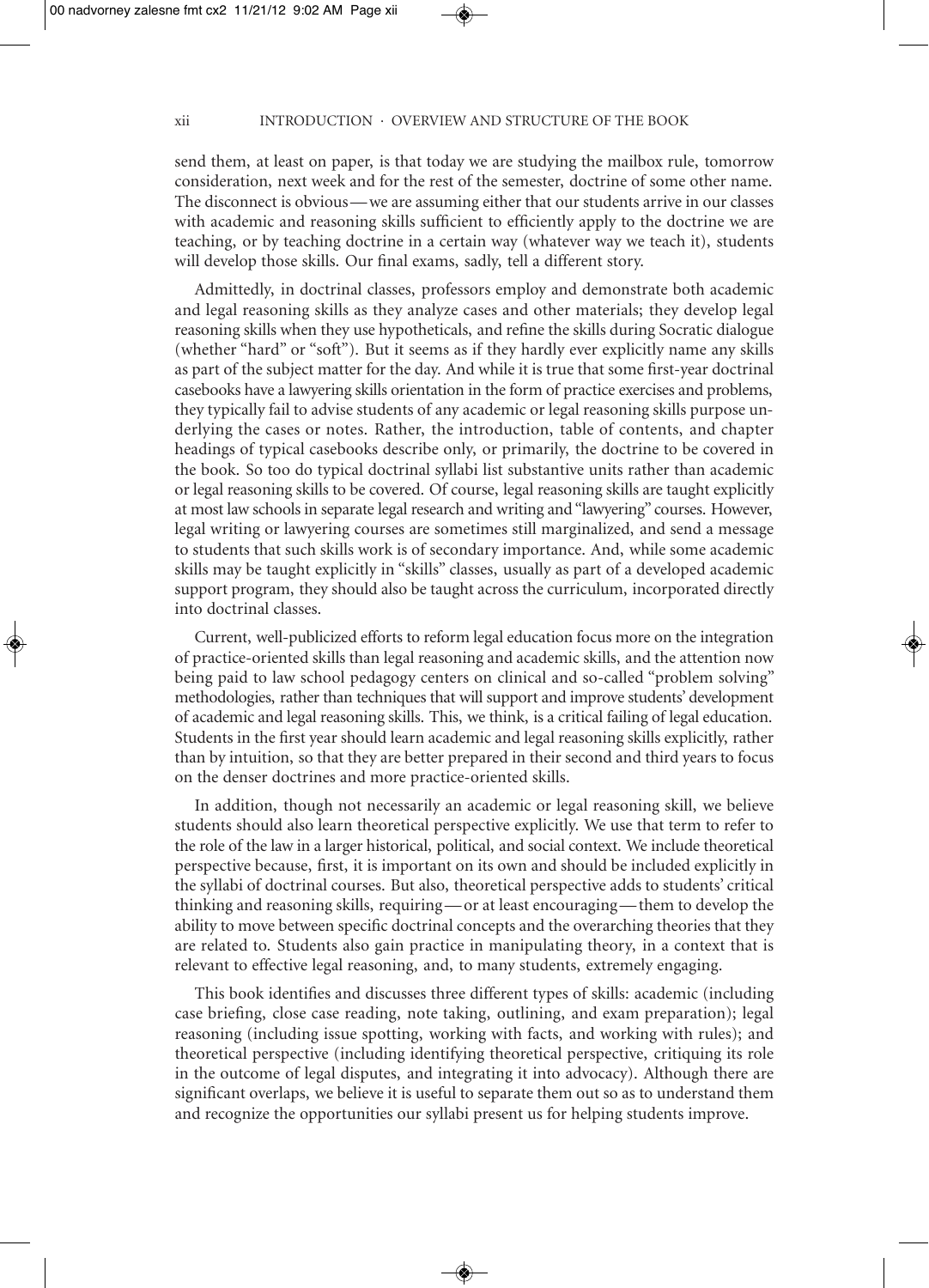send them, at least on paper, is that today we are studying the mailbox rule, tomorrow consideration, next week and for the rest of the semester, doctrine of some other name. The disconnect is obvious—we are assuming either that our students arrive in our classes with academic and reasoning skills sufficient to efficiently apply to the doctrine we are teaching, or by teaching doctrine in a certain way (whatever way we teach it), students will develop those skills. Our final exams, sadly, tell a different story.

Admittedly, in doctrinal classes, professors employ and demonstrate both academic and legal reasoning skills as they analyze cases and other materials; they develop legal reasoning skills when they use hypotheticals, and refine the skills during Socratic dialogue (whether "hard" or "soft"). But it seems as if they hardly ever explicitly name any skills as part of the subject matter for the day. And while it is true that some first-year doctrinal casebooks have a lawyering skills orientation in the form of practice exercises and problems, they typically fail to advise students of any academic or legal reasoning skills purpose underlying the cases or notes. Rather, the introduction, table of contents, and chapter headings of typical casebooks describe only, or primarily, the doctrine to be covered in the book. So too do typical doctrinal syllabi list substantive units rather than academic or legal reasoning skills to be covered. Of course, legal reasoning skills are taught explicitly at most law schools in separate legal research and writing and "lawyering" courses. However, legal writing or lawyering courses are sometimes still marginalized, and send a message to students that such skills work is of secondary importance. And, while some academic skills may be taught explicitly in "skills" classes, usually as part of a developed academic support program, they should also be taught across the curriculum, incorporated directly into doctrinal classes.

Current, well-publicized efforts to reform legal education focus more on the integration of practice-oriented skills than legal reasoning and academic skills, and the attention now being paid to law school pedagogy centers on clinical and so-called "problem solving" methodologies, rather than techniques that will support and improve students' development of academic and legal reasoning skills. This, we think, is a critical failing of legal education. Students in the first year should learn academic and legal reasoning skills explicitly, rather than by intuition, so that they are better prepared in their second and third years to focus on the denser doctrines and more practice-oriented skills.

In addition, though not necessarily an academic or legal reasoning skill, we believe students should also learn theoretical perspective explicitly. We use that term to refer to the role of the law in a larger historical, political, and social context. We include theoretical perspective because, first, it is important on its own and should be included explicitly in the syllabi of doctrinal courses. But also, theoretical perspective adds to students' critical thinking and reasoning skills, requiring—or at least encouraging—them to develop the ability to move between specific doctrinal concepts and the overarching theories that they are related to. Students also gain practice in manipulating theory, in a context that is relevant to effective legal reasoning, and, to many students, extremely engaging.

This book identifies and discusses three different types of skills: academic (including case briefing, close case reading, note taking, outlining, and exam preparation); legal reasoning (including issue spotting, working with facts, and working with rules); and theoretical perspective (including identifying theoretical perspective, critiquing its role in the outcome of legal disputes, and integrating it into advocacy). Although there are significant overlaps, we believe it is useful to separate them out so as to understand them and recognize the opportunities our syllabi present us for helping students improve.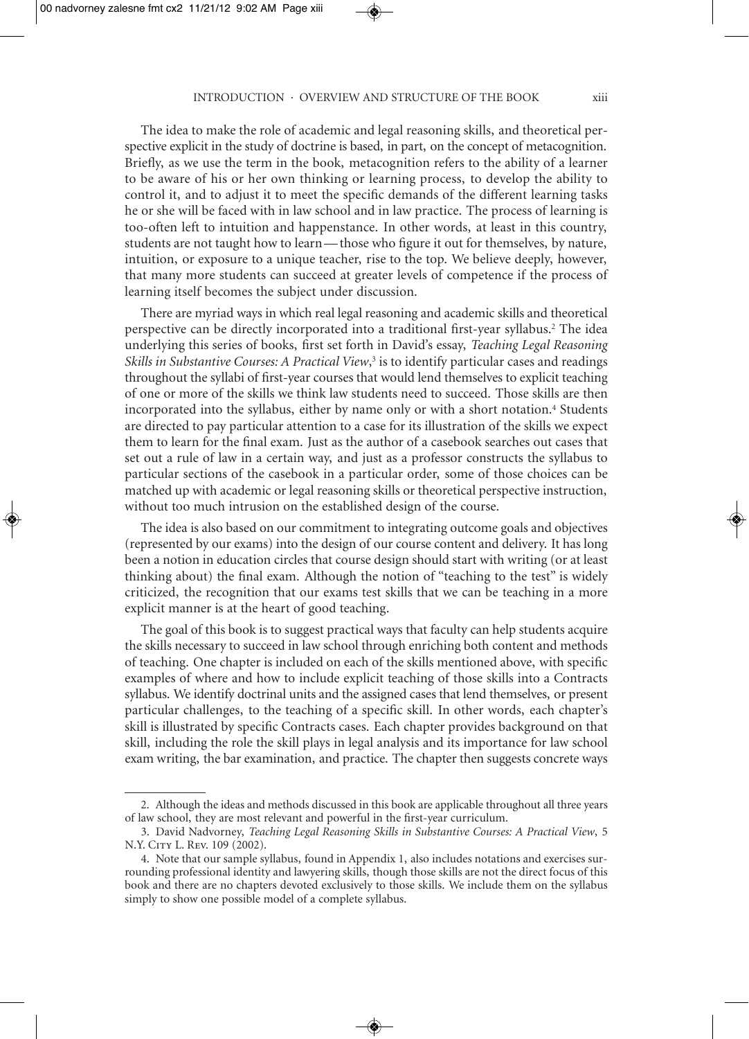The idea to make the role of academic and legal reasoning skills, and theoretical perspective explicit in the study of doctrine is based, in part, on the concept of metacognition. Briefly, as we use the term in the book, metacognition refers to the ability of a learner to be aware of his or her own thinking or learning process, to develop the ability to control it, and to adjust it to meet the specific demands of the different learning tasks he or she will be faced with in law school and in law practice. The process of learning is too-often left to intuition and happenstance. In other words, at least in this country, students are not taught how to learn—those who figure it out for themselves, by nature, intuition, or exposure to a unique teacher, rise to the top. We believe deeply, however, that many more students can succeed at greater levels of competence if the process of learning itself becomes the subject under discussion.

There are myriad ways in which real legal reasoning and academic skills and theoretical perspective can be directly incorporated into a traditional first-year syllabus.[2] The idea underlying this series of books, first set forth in David's essay, *Teaching Legal Reasoning Skills in Substantive Courses: A Practical View*,[3] is to identify particular cases and readings throughout the syllabi of first-year courses that would lend themselves to explicit teaching of one or more of the skills we think law students need to succeed. Those skills are then incorporated into the syllabus, either by name only or with a short notation.[4] Students are directed to pay particular attention to a case for its illustration of the skills we expect them to learn for the final exam. Just as the author of a casebook searches out cases that set out a rule of law in a certain way, and just as a professor constructs the syllabus to particular sections of the casebook in a particular order, some of those choices can be matched up with academic or legal reasoning skills or theoretical perspective instruction, without too much intrusion on the established design of the course.

The idea is also based on our commitment to integrating outcome goals and objectives (represented by our exams) into the design of our course content and delivery. It has long been a notion in education circles that course design should start with writing (or at least thinking about) the final exam. Although the notion of "teaching to the test" is widely criticized, the recognition that our exams test skills that we can be teaching in a more explicit manner is at the heart of good teaching.

The goal of this book is to suggest practical ways that faculty can help students acquire the skills necessary to succeed in law school through enriching both content and methods of teaching. One chapter is included on each of the skills mentioned above, with specific examples of where and how to include explicit teaching of those skills into a Contracts syllabus. We identify doctrinal units and the assigned cases that lend themselves, or present particular challenges, to the teaching of a specific skill. In other words, each chapter's skill is illustrated by specific Contracts cases. Each chapter provides background on that skill, including the role the skill plays in legal analysis and its importance for law school exam writing, the bar examination, and practice. The chapter then suggests concrete ways

---

2. Although the ideas and methods discussed in this book are applicable throughout all three years of law school, they are most relevant and powerful in the first-year curriculum.

3. David Nadvorney, *Teaching Legal Reasoning Skills in Substantive Courses: A Practical View*, 5 N.Y. City L. Rev. 109 (2002).

4. Note that our sample syllabus, found in Appendix 1, also includes notations and exercises surrounding professional identity and lawyering skills, though those skills are not the direct focus of this book and there are no chapters devoted exclusively to those skills. We include them on the syllabus simply to show one possible model of a complete syllabus.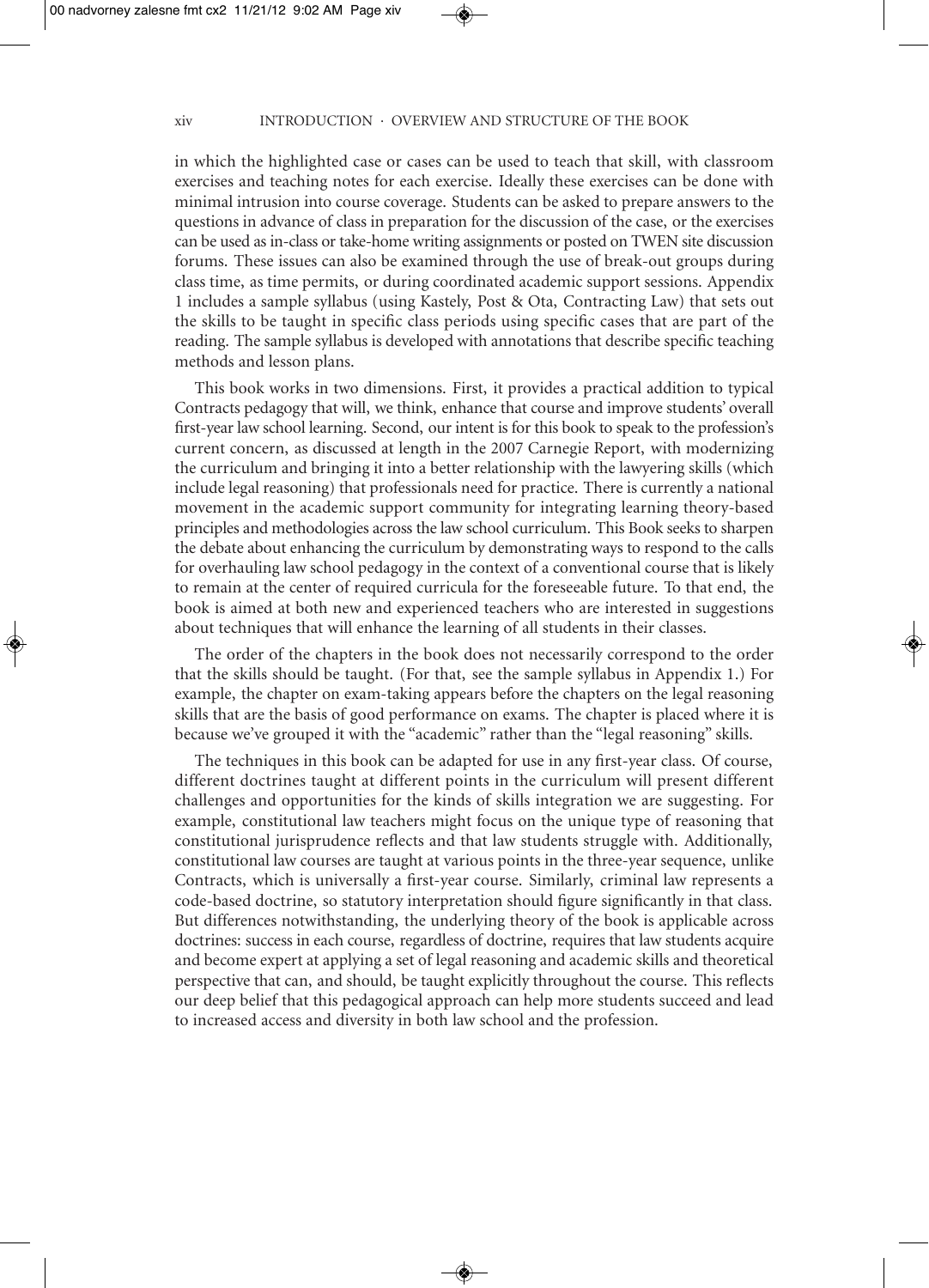in which the highlighted case or cases can be used to teach that skill, with classroom exercises and teaching notes for each exercise. Ideally these exercises can be done with minimal intrusion into course coverage. Students can be asked to prepare answers to the questions in advance of class in preparation for the discussion of the case, or the exercises can be used as in-class or take-home writing assignments or posted on TWEN site discussion forums. These issues can also be examined through the use of break-out groups during class time, as time permits, or during coordinated academic support sessions. Appendix 1 includes a sample syllabus (using Kastely, Post & Ota, Contracting Law) that sets out the skills to be taught in specific class periods using specific cases that are part of the reading. The sample syllabus is developed with annotations that describe specific teaching methods and lesson plans.

This book works in two dimensions. First, it provides a practical addition to typical Contracts pedagogy that will, we think, enhance that course and improve students' overall first-year law school learning. Second, our intent is for this book to speak to the profession's current concern, as discussed at length in the 2007 Carnegie Report, with modernizing the curriculum and bringing it into a better relationship with the lawyering skills (which include legal reasoning) that professionals need for practice. There is currently a national movement in the academic support community for integrating learning theory-based principles and methodologies across the law school curriculum. This Book seeks to sharpen the debate about enhancing the curriculum by demonstrating ways to respond to the calls for overhauling law school pedagogy in the context of a conventional course that is likely to remain at the center of required curricula for the foreseeable future. To that end, the book is aimed at both new and experienced teachers who are interested in suggestions about techniques that will enhance the learning of all students in their classes.

The order of the chapters in the book does not necessarily correspond to the order that the skills should be taught. (For that, see the sample syllabus in Appendix 1.) For example, the chapter on exam-taking appears before the chapters on the legal reasoning skills that are the basis of good performance on exams. The chapter is placed where it is because we've grouped it with the "academic" rather than the "legal reasoning" skills.

The techniques in this book can be adapted for use in any first-year class. Of course, different doctrines taught at different points in the curriculum will present different challenges and opportunities for the kinds of skills integration we are suggesting. For example, constitutional law teachers might focus on the unique type of reasoning that constitutional jurisprudence reflects and that law students struggle with. Additionally, constitutional law courses are taught at various points in the three-year sequence, unlike Contracts, which is universally a first-year course. Similarly, criminal law represents a code-based doctrine, so statutory interpretation should figure significantly in that class. But differences notwithstanding, the underlying theory of the book is applicable across doctrines: success in each course, regardless of doctrine, requires that law students acquire and become expert at applying a set of legal reasoning and academic skills and theoretical perspective that can, and should, be taught explicitly throughout the course. This reflects our deep belief that this pedagogical approach can help more students succeed and lead to increased access and diversity in both law school and the profession.